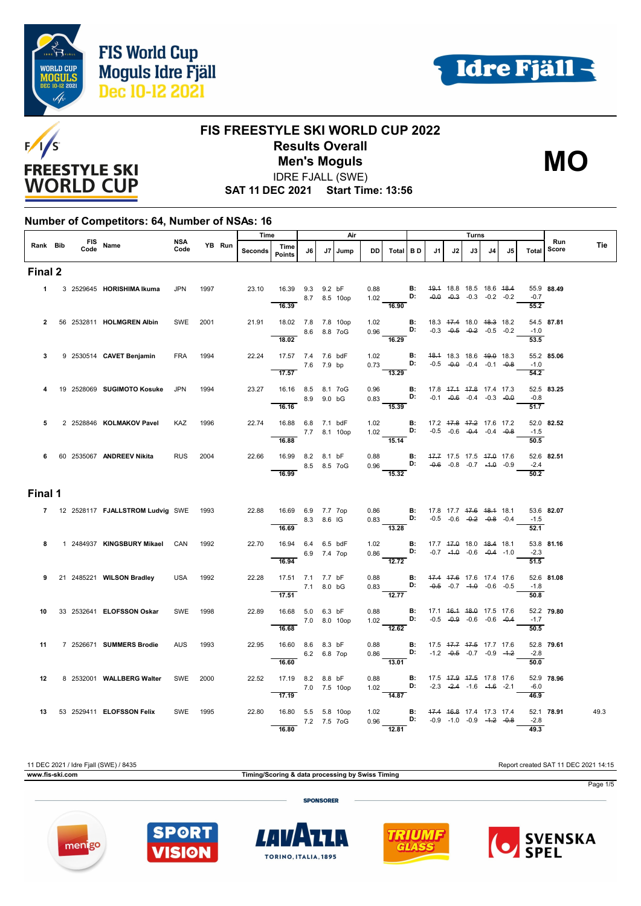# FIS FREESTYLE SKI WORLD CUP 2022

## Results Overall

## Men's Moguls

IDRE FJALL (SWE)

**SAT 11 DEC 2021 Start Time: 13:56**

**MO**

### Number of Competitors: 64, Number of NSAs: 16

| Rank | Bib | FIS Code | Name | NSA Code | YB | Run | Time Seconds | Time Points | J6 | J7 | Air Jump | DD | Air Total | B D | J1 | J2 | J3 | J4 | J5 | Turns Total | Run Score | Tie |
|---|---|---|---|---|---|---|---|---|---|---|---|---|---|---|---|---|---|---|---|---|---|---|
| **Final 2** | | | | | | | | | | | | | | | | | | | | | | |
| 1 | 3 | 2529645 | **HORISHIMA Ikuma** | JPN | 1997 | | 23.10 | 16.39 | 9.3 | 9.2 | bF | 0.88 | | B: | ~~19.1~~ | 18.8 | 18.5 | 18.6 | ~~18.4~~ | 55.9 | **88.49** | |
| | | | | | | | | | 8.7 | 8.5 | 10op | 1.02 | | D: | ~~-0.0~~ | ~~-0.3~~ | -0.3 | -0.2 | -0.2 | -0.7 | | |
| | | | | | | | | 16.39 | | | | | 16.90 | | | | | | | 55.2 | | |
| 2 | 56 | 2532811 | **HOLMGREN Albin** | SWE | 2001 | | 21.91 | 18.02 | 7.8 | 7.8 | 10op | 1.02 | | B: | 18.3 | ~~17.4~~ | 18.0 | ~~18.3~~ | 18.2 | 54.5 | **87.81** | |
| | | | | | | | | | 8.6 | 8.8 | 7oG | 0.96 | | D: | -0.3 | ~~-0.5~~ | ~~-0.2~~ | -0.5 | -0.2 | -1.0 | | |
| | | | | | | | | 18.02 | | | | | 16.29 | | | | | | | 53.5 | | |
| 3 | 9 | 2530514 | **CAVET Benjamin** | FRA | 1994 | | 22.24 | 17.57 | 7.4 | 7.6 | bdF | 1.02 | | B: | ~~18.1~~ | 18.3 | 18.6 | ~~19.0~~ | 18.3 | 55.2 | **85.06** | |
| | | | | | | | | | 7.6 | 7.9 | bp | 0.73 | | D: | -0.5 | ~~-0.0~~ | -0.4 | -0.1 | ~~-0.8~~ | -1.0 | | |
| | | | | | | | | 17.57 | | | | | 13.29 | | | | | | | 54.2 | | |
| 4 | 19 | 2528069 | **SUGIMOTO Kosuke** | JPN | 1994 | | 23.27 | 16.16 | 8.5 | 8.1 | 7oG | 0.96 | | B: | 17.8 | ~~17.1~~ | ~~17.8~~ | 17.4 | 17.3 | 52.5 | **83.25** | |
| | | | | | | | | | 8.9 | 9.0 | bG | 0.83 | | D: | -0.1 | ~~-0.6~~ | -0.4 | -0.3 | ~~-0.0~~ | -0.8 | | |
| | | | | | | | | 16.16 | | | | | 15.39 | | | | | | | 51.7 | | |
| 5 | 2 | 2528846 | **KOLMAKOV Pavel** | KAZ | 1996 | | 22.74 | 16.88 | 6.8 | 7.1 | bdF | 1.02 | | B: | 17.2 | ~~17.8~~ | ~~17.2~~ | 17.6 | 17.2 | 52.0 | **82.52** | |
| | | | | | | | | | 7.7 | 8.1 | 10op | 1.02 | | D: | -0.5 | -0.6 | ~~-0.4~~ | -0.4 | ~~-0.8~~ | -1.5 | | |
| | | | | | | | | 16.88 | | | | | 15.14 | | | | | | | 50.5 | | |
| 6 | 60 | 2535067 | **ANDREEV Nikita** | RUS | 2004 | | 22.66 | 16.99 | 8.2 | 8.1 | bF | 0.88 | | B: | ~~17.7~~ | 17.5 | 17.5 | ~~17.0~~ | 17.6 | 52.6 | **82.51** | |
| | | | | | | | | | 8.5 | 8.5 | 7oG | 0.96 | | D: | ~~-0.6~~ | -0.8 | -0.7 | ~~-1.0~~ | -0.9 | -2.4 | | |
| | | | | | | | | 16.99 | | | | | 15.32 | | | | | | | 50.2 | | |
| **Final 1** | | | | | | | | | | | | | | | | | | | | | | |
| 7 | 12 | 2528117 | **FJALLSTROM Ludvig** | SWE | 1993 | | 22.88 | 16.69 | 6.9 | 7.7 | 7op | 0.86 | | B: | 17.8 | 17.7 | ~~17.6~~ | ~~18.1~~ | 18.1 | 53.6 | **82.07** | |
| | | | | | | | | | 8.3 | 8.6 | lG | 0.83 | | D: | -0.5 | -0.6 | ~~-0.2~~ | ~~-0.8~~ | -0.4 | -1.5 | | |
| | | | | | | | | 16.69 | | | | | 13.28 | | | | | | | 52.1 | | |
| 8 | 1 | 2484937 | **KINGSBURY Mikael** | CAN | 1992 | | 22.70 | 16.94 | 6.4 | 6.5 | bdF | 1.02 | | B: | 17.7 | ~~17.0~~ | 18.0 | ~~18.4~~ | 18.1 | 53.8 | **81.16** | |
| | | | | | | | | | 6.9 | 7.4 | 7op | 0.86 | | D: | -0.7 | ~~-1.0~~ | -0.6 | ~~-0.4~~ | -1.0 | -2.3 | | |
| | | | | | | | | 16.94 | | | | | 12.72 | | | | | | | 51.5 | | |
| 9 | 21 | 2485221 | **WILSON Bradley** | USA | 1992 | | 22.28 | 17.51 | 7.1 | 7.7 | bF | 0.88 | | B: | ~~17.4~~ | ~~17.6~~ | 17.6 | 17.4 | 17.6 | 52.6 | **81.08** | |
| | | | | | | | | | 7.1 | 8.0 | bG | 0.83 | | D: | ~~-0.5~~ | -0.7 | ~~-1.0~~ | -0.6 | -0.5 | -1.8 | | |
| | | | | | | | | 17.51 | | | | | 12.77 | | | | | | | 50.8 | | |
| 10 | 33 | 2532641 | **ELOFSSON Oskar** | SWE | 1998 | | 22.89 | 16.68 | 5.0 | 6.3 | bF | 0.88 | | B: | 17.1 | ~~16.1~~ | ~~18.0~~ | 17.5 | 17.6 | 52.2 | **79.80** | |
| | | | | | | | | | 7.0 | 8.0 | 10op | 1.02 | | D: | -0.5 | ~~-0.9~~ | -0.6 | -0.6 | ~~-0.4~~ | -1.7 | | |
| | | | | | | | | 16.68 | | | | | 12.62 | | | | | | | 50.5 | | |
| 11 | 7 | 2526671 | **SUMMERS Brodie** | AUS | 1993 | | 22.95 | 16.60 | 8.6 | 8.3 | bF | 0.88 | | B: | 17.5 | ~~17.7~~ | ~~17.5~~ | 17.7 | 17.6 | 52.8 | **79.61** | |
| | | | | | | | | | 6.2 | 6.8 | 7op | 0.86 | | D: | -1.2 | ~~-0.5~~ | -0.7 | -0.9 | ~~-1.2~~ | -2.8 | | |
| | | | | | | | | 16.60 | | | | | 13.01 | | | | | | | 50.0 | | |
| 12 | 8 | 2532001 | **WALLBERG Walter** | SWE | 2000 | | 22.52 | 17.19 | 8.2 | 8.8 | bF | 0.88 | | B: | 17.5 | ~~17.9~~ | ~~17.5~~ | 17.8 | 17.6 | 52.9 | **78.96** | |
| | | | | | | | | | 7.0 | 7.5 | 10op | 1.02 | | D: | -2.3 | ~~-2.4~~ | -1.6 | ~~-1.6~~ | -2.1 | -6.0 | | |
| | | | | | | | | 17.19 | | | | | 14.87 | | | | | | | 46.9 | | |
| 13 | 53 | 2529411 | **ELOFSSON Felix** | SWE | 1995 | | 22.80 | 16.80 | 5.5 | 5.8 | 10op | 1.02 | | B: | ~~17.4~~ | ~~16.8~~ | 17.4 | 17.3 | 17.4 | 52.1 | **78.91** | 49.3 |
| | | | | | | | | | 7.2 | 7.5 | 7oG | 0.96 | | D: | -0.9 | -1.0 | -0.9 | ~~-1.2~~ | ~~-0.8~~ | -2.8 | | |
| | | | | | | | | 16.80 | | | | | 12.81 | | | | | | | 49.3 | | |

11 DEC 2021 / Idre Fjall (SWE) / 8435

Report created SAT 11 DEC 2021 14:15

www.fis-ski.com

Timing/Scoring & data processing by Swiss Timing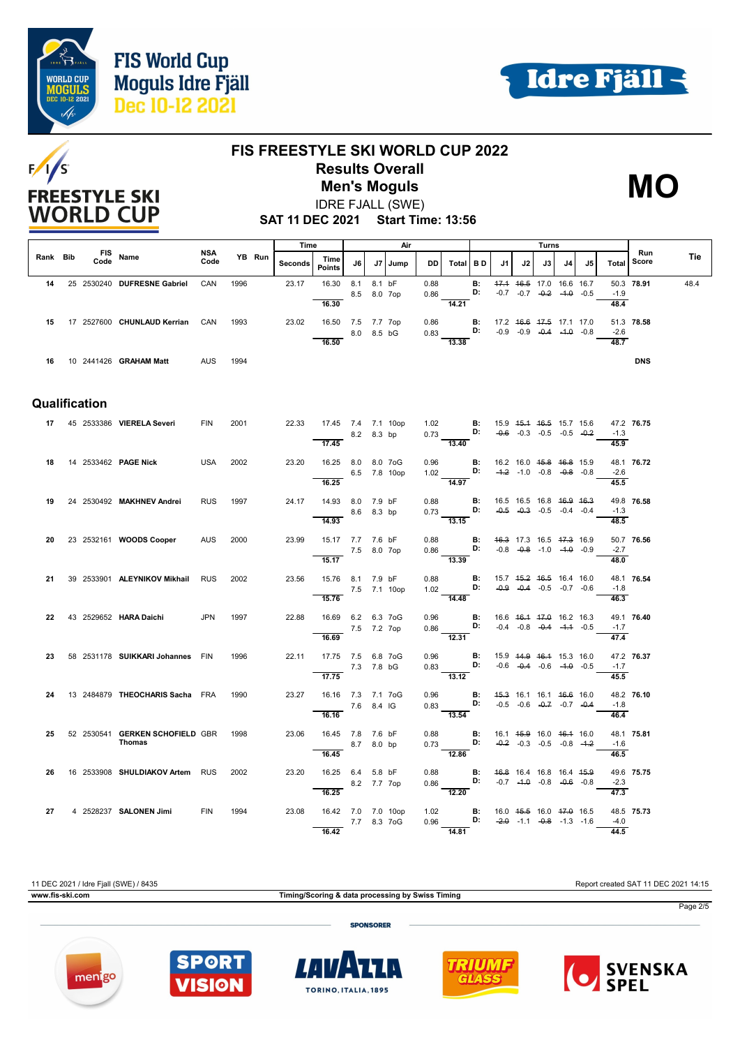# FIS FREESTYLE SKI WORLD CUP 2022

## Results Overall

## Men's Moguls

**MO**

IDRE FJALL (SWE)

**SAT 11 DEC 2021 Start Time: 13:56**

| Rank | Bib | FIS Code | Name | NSA Code | YB | Run | Time Seconds | Time Points | J6 | J7 | Jump | DD | Air Total | B D | J1 | J2 | J3 | J4 | J5 | Turns Total | Run Score | Tie |
|---|---|---|---|---|---|---|---|---|---|---|---|---|---|---|---|---|---|---|---|---|---|---|
| 14 | 25 | 2530240 | **DUFRESNE Gabriel** | CAN | 1996 | | 23.17 | 16.30 | 8.1 | 8.1 | bF | 0.88 | | B: | ~~17.1~~ | ~~16.5~~ | 17.0 | 16.6 | 16.7 | 50.3 | **78.91** | 48.4 |
| | | | | | | | | | 8.5 | 8.0 | 7op | 0.86 | | D: | -0.7 | -0.7 | ~~-0.2~~ | ~~-1.0~~ | -0.5 | -1.9 | | |
| | | | | | | | | 16.30 | | | | | 14.21 | | | | | | | 48.4 | | |
| 15 | 17 | 2527600 | **CHUNLAUD Kerrian** | CAN | 1993 | | 23.02 | 16.50 | 7.5 | 7.7 | 7op | 0.86 | | B: | 17.2 | ~~16.6~~ | ~~17.5~~ | 17.1 | 17.0 | 51.3 | **78.58** | |
| | | | | | | | | | 8.0 | 8.5 | bG | 0.83 | | D: | -0.9 | -0.9 | ~~-0.4~~ | ~~-1.0~~ | -0.8 | -2.6 | | |
| | | | | | | | | 16.50 | | | | | 13.38 | | | | | | | 48.7 | | |
| 16 | 10 | 2441426 | **GRAHAM Matt** | AUS | 1994 | | | | | | | | | | | | | | | | DNS | |

## Qualification

| Rank | Bib | FIS Code | Name | NSA Code | YB | Run | Time Seconds | Time Points | J6 | J7 | Jump | DD | Air Total | B D | J1 | J2 | J3 | J4 | J5 | Turns Total | Run Score | Tie |
|---|---|---|---|---|---|---|---|---|---|---|---|---|---|---|---|---|---|---|---|---|---|---|
| 17 | 45 | 2533386 | **VIERELA Severi** | FIN | 2001 | | 22.33 | 17.45 | 7.4 | 7.1 | 10op | 1.02 | | B: | 15.9 | ~~15.1~~ | ~~16.5~~ | 15.7 | 15.6 | 47.2 | **76.75** | |
| | | | | | | | | | 8.2 | 8.3 | bp | 0.73 | | D: | ~~-0.6~~ | -0.3 | -0.5 | -0.5 | ~~-0.2~~ | -1.3 | | |
| | | | | | | | | 17.45 | | | | | 13.40 | | | | | | | 45.9 | | |
| 18 | 14 | 2533462 | **PAGE Nick** | USA | 2002 | | 23.20 | 16.25 | 8.0 | 8.0 | 7oG | 0.96 | | B: | 16.2 | 16.0 | ~~15.8~~ | ~~16.8~~ | 15.9 | 48.1 | **76.72** | |
| | | | | | | | | | 6.5 | 7.8 | 10op | 1.02 | | D: | ~~-1.2~~ | -1.0 | -0.8 | ~~-0.8~~ | -0.8 | -2.6 | | |
| | | | | | | | | 16.25 | | | | | 14.97 | | | | | | | 45.5 | | |
| 19 | 24 | 2530492 | **MAKHNEV Andrei** | RUS | 1997 | | 24.17 | 14.93 | 8.0 | 7.9 | bF | 0.88 | | B: | 16.5 | 16.5 | 16.8 | ~~16.9~~ | ~~16.3~~ | 49.8 | **76.58** | |
| | | | | | | | | | 8.6 | 8.3 | bp | 0.73 | | D: | ~~-0.5~~ | ~~-0.3~~ | -0.5 | -0.4 | -0.4 | -1.3 | | |
| | | | | | | | | 14.93 | | | | | 13.15 | | | | | | | 48.5 | | |
| 20 | 23 | 2532161 | **WOODS Cooper** | AUS | 2000 | | 23.99 | 15.17 | 7.7 | 7.6 | bF | 0.88 | | B: | ~~16.3~~ | 17.3 | 16.5 | ~~17.3~~ | 16.9 | 50.7 | **76.56** | |
| | | | | | | | | | 7.5 | 8.0 | 7op | 0.86 | | D: | -0.8 | ~~-0.8~~ | -1.0 | ~~-1.0~~ | -0.9 | -2.7 | | |
| | | | | | | | | 15.17 | | | | | 13.39 | | | | | | | 48.0 | | |
| 21 | 39 | 2533901 | **ALEYNIKOV Mikhail** | RUS | 2002 | | 23.56 | 15.76 | 8.1 | 7.9 | bF | 0.88 | | B: | 15.7 | ~~15.2~~ | ~~16.5~~ | 16.4 | 16.0 | 48.1 | **76.54** | |
| | | | | | | | | | 7.5 | 7.1 | 10op | 1.02 | | D: | ~~-0.9~~ | ~~-0.4~~ | -0.5 | -0.7 | -0.6 | -1.8 | | |
| | | | | | | | | 15.76 | | | | | 14.48 | | | | | | | 46.3 | | |
| 22 | 43 | 2529652 | **HARA Daichi** | JPN | 1997 | | 22.88 | 16.69 | 6.2 | 6.3 | 7oG | 0.96 | | B: | 16.6 | ~~16.1~~ | ~~17.0~~ | 16.2 | 16.3 | 49.1 | **76.40** | |
| | | | | | | | | | 7.5 | 7.2 | 7op | 0.86 | | D: | -0.4 | -0.8 | ~~-0.4~~ | ~~-1.1~~ | -0.5 | -1.7 | | |
| | | | | | | | | 16.69 | | | | | 12.31 | | | | | | | 47.4 | | |
| 23 | 58 | 2531178 | **SUIKKARI Johannes** | FIN | 1996 | | 22.11 | 17.75 | 7.5 | 6.8 | 7oG | 0.96 | | B: | 15.9 | ~~14.9~~ | ~~16.1~~ | 15.3 | 16.0 | 47.2 | **76.37** | |
| | | | | | | | | | 7.3 | 7.8 | bG | 0.83 | | D: | -0.6 | ~~-0.4~~ | -0.6 | ~~-1.0~~ | -0.5 | -1.7 | | |
| | | | | | | | | 17.75 | | | | | 13.12 | | | | | | | 45.5 | | |
| 24 | 13 | 2484879 | **THEOCHARIS Sacha** | FRA | 1990 | | 23.27 | 16.16 | 7.3 | 7.1 | 7oG | 0.96 | | B: | ~~15.3~~ | 16.1 | 16.1 | ~~16.6~~ | 16.0 | 48.2 | **76.10** | |
| | | | | | | | | | 7.6 | 8.4 | IG | 0.83 | | D: | -0.5 | -0.6 | ~~-0.7~~ | -0.7 | ~~-0.4~~ | -1.8 | | |
| | | | | | | | | 16.16 | | | | | 13.54 | | | | | | | 46.4 | | |
| 25 | 52 | 2530541 | **GERKEN SCHOFIELD Thomas** | GBR | 1998 | | 23.06 | 16.45 | 7.8 | 7.6 | bF | 0.88 | | B: | 16.1 | ~~15.9~~ | 16.0 | ~~16.1~~ | 16.0 | 48.1 | **75.81** | |
| | | | | | | | | | 8.7 | 8.0 | bp | 0.73 | | D: | ~~-0.2~~ | -0.3 | -0.5 | -0.8 | ~~-1.2~~ | -1.6 | | |
| | | | | | | | | 16.45 | | | | | 12.86 | | | | | | | 46.5 | | |
| 26 | 16 | 2533908 | **SHULDIAKOV Artem** | RUS | 2002 | | 23.20 | 16.25 | 6.4 | 5.8 | bF | 0.88 | | B: | ~~16.8~~ | 16.4 | 16.8 | 16.4 | ~~15.9~~ | 49.6 | **75.75** | |
| | | | | | | | | | 8.2 | 7.7 | 7op | 0.86 | | D: | -0.7 | ~~-1.0~~ | -0.8 | ~~-0.6~~ | -0.8 | -2.3 | | |
| | | | | | | | | 16.25 | | | | | 12.20 | | | | | | | 47.3 | | |
| 27 | 4 | 2528237 | **SALONEN Jimi** | FIN | 1994 | | 23.08 | 16.42 | 7.0 | 7.0 | 10op | 1.02 | | B: | 16.0 | ~~15.5~~ | 16.0 | ~~17.0~~ | 16.5 | 48.5 | **75.73** | |
| | | | | | | | | | 7.7 | 8.3 | 7oG | 0.96 | | D: | ~~-2.0~~ | -1.1 | ~~-0.8~~ | -1.3 | -1.6 | -4.0 | | |
| | | | | | | | | 16.42 | | | | | 14.81 | | | | | | | 44.5 | | |

11 DEC 2021 / Idre Fjall (SWE) / 8435 — Report created SAT 11 DEC 2021 14:15

www.fis-ski.com — Timing/Scoring & data processing by Swiss Timing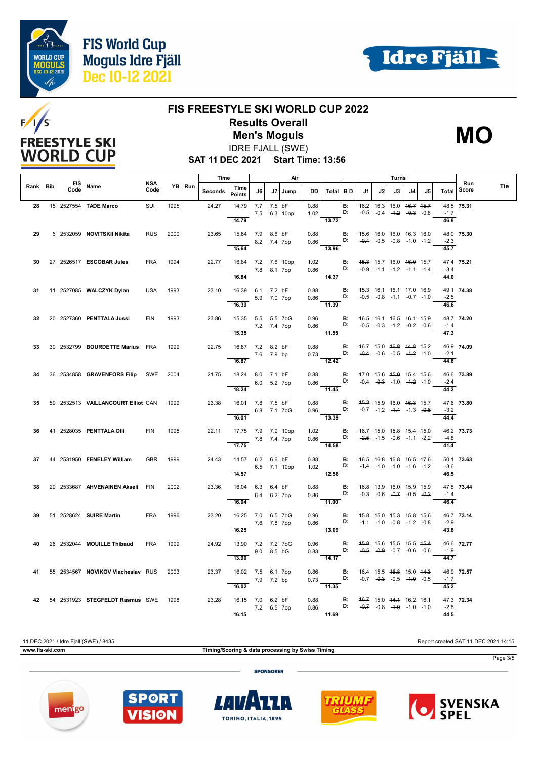# FIS FREESTYLE SKI WORLD CUP 2022

## Results Overall

## Men's Moguls

**MO**

IDRE FJALL (SWE)

**SAT 11 DEC 2021 Start Time: 13:56**

| Rank | Bib | FIS Code | Name | NSA Code | YB | Run | Time Seconds | Time Points | J6 | J7 | Jump | DD | Air Total | B D | J1 | J2 | J3 | J4 | J5 | Turns Total | Run Score | Tie |
|---|---|---|---|---|---|---|---|---|---|---|---|---|---|---|---|---|---|---|---|---|---|---|
| 28 | 15 | 2527554 | **TADE Marco** | SUI | 1995 | | 24.27 | 14.79 | 7.7 | 7.5 | bF | 0.88 | | B: | 16.2 | 16.3 | 16.0 | ~~16.7~~ | ~~15.7~~ | 48.5 | **75.31** | |
| | | | | | | | | | 7.5 | 6.3 | 10op | 1.02 | | D: | -0.5 | -0.4 | ~~-1.2~~ | ~~-0.3~~ | -0.8 | -1.7 | | |
| | | | | | | | | 14.79 | | | | | 13.72 | | | | | | | 46.8 | | |
| 29 | 6 | 2532059 | **NOVITSKII Nikita** | RUS | 2000 | | 23.65 | 15.64 | 7.9 | 8.6 | bF | 0.88 | | B: | ~~15.6~~ | 16.0 | 16.0 | ~~16.3~~ | 16.0 | 48.0 | **75.30** | |
| | | | | | | | | | 8.2 | 7.4 | 7op | 0.86 | | D: | ~~-0.4~~ | -0.5 | -0.8 | -1.0 | ~~-1.2~~ | -2.3 | | |
| | | | | | | | | 15.64 | | | | | 13.96 | | | | | | | 45.7 | | |
| 30 | 27 | 2526517 | **ESCOBAR Jules** | FRA | 1994 | | 22.77 | 16.84 | 7.2 | 7.6 | 10op | 1.02 | | B: | ~~15.3~~ | 15.7 | 16.0 | ~~16.0~~ | 15.7 | 47.4 | **75.21** | |
| | | | | | | | | | 7.8 | 8.1 | 7op | 0.86 | | D: | ~~-0.9~~ | -1.1 | -1.2 | -1.1 | ~~-1.4~~ | -3.4 | | |
| | | | | | | | | 16.84 | | | | | 14.37 | | | | | | | 44.0 | | |
| 31 | 11 | 2527085 | **WALCZYK Dylan** | USA | 1993 | | 23.10 | 16.39 | 6.1 | 7.2 | bF | 0.88 | | B: | ~~15.3~~ | 16.1 | 16.1 | ~~17.0~~ | 16.9 | 49.1 | **74.38** | |
| | | | | | | | | | 5.9 | 7.0 | 7op | 0.86 | | D: | ~~-0.5~~ | -0.8 | ~~-1.1~~ | -0.7 | -1.0 | -2.5 | | |
| | | | | | | | | 16.39 | | | | | 11.39 | | | | | | | 46.6 | | |
| 32 | 20 | 2527360 | **PENTTALA Jussi** | FIN | 1993 | | 23.86 | 15.35 | 5.5 | 5.5 | 7oG | 0.96 | | B: | ~~16.5~~ | 16.1 | 16.5 | 16.1 | ~~15.9~~ | 48.7 | **74.20** | |
| | | | | | | | | | 7.2 | 7.4 | 7op | 0.86 | | D: | -0.5 | -0.3 | ~~-1.2~~ | ~~-0.2~~ | -0.6 | -1.4 | | |
| | | | | | | | | 15.35 | | | | | 11.55 | | | | | | | 47.3 | | |
| 33 | 30 | 2532799 | **BOURDETTE Marius** | FRA | 1999 | | 22.75 | 16.87 | 7.2 | 8.2 | bF | 0.88 | | B: | 16.7 | 15.0 | ~~16.8~~ | ~~14.8~~ | 15.2 | 46.9 | **74.09** | |
| | | | | | | | | | 7.6 | 7.9 | bp | 0.73 | | D: | ~~-0.4~~ | -0.6 | -0.5 | ~~-1.2~~ | -1.0 | -2.1 | | |
| | | | | | | | | 16.87 | | | | | 12.42 | | | | | | | 44.8 | | |
| 34 | 36 | 2534858 | **GRAVENFORS Filip** | SWE | 2004 | | 21.75 | 18.24 | 8.0 | 7.1 | bF | 0.88 | | B: | ~~17.0~~ | 15.6 | ~~15.0~~ | 15.4 | 15.6 | 46.6 | **73.89** | |
| | | | | | | | | | 6.0 | 5.2 | 7op | 0.86 | | D: | -0.4 | ~~-0.3~~ | -1.0 | ~~-1.2~~ | -1.0 | -2.4 | | |
| | | | | | | | | 18.24 | | | | | 11.45 | | | | | | | 44.2 | | |
| 35 | 59 | 2532513 | **VAILLANCOURT Elliot** | CAN | 1999 | | 23.38 | 16.01 | 7.8 | 7.5 | bF | 0.88 | | B: | ~~15.3~~ | 15.9 | 16.0 | ~~16.3~~ | 15.7 | 47.6 | **73.80** | |
| | | | | | | | | | 6.8 | 7.1 | 7oG | 0.96 | | D: | -0.7 | -1.2 | ~~-1.4~~ | -1.3 | ~~-0.6~~ | -3.2 | | |
| | | | | | | | | 16.01 | | | | | 13.39 | | | | | | | 44.4 | | |
| 36 | 41 | 2528035 | **PENTTALA Olli** | FIN | 1995 | | 22.11 | 17.75 | 7.9 | 7.9 | 10op | 1.02 | | B: | ~~16.7~~ | 15.0 | 15.8 | 15.4 | ~~15.0~~ | 46.2 | **73.73** | |
| | | | | | | | | | 7.8 | 7.4 | 7op | 0.86 | | D: | ~~-2.5~~ | -1.5 | ~~-0.6~~ | -1.1 | -2.2 | -4.8 | | |
| | | | | | | | | 17.75 | | | | | 14.58 | | | | | | | 41.4 | | |
| 37 | 44 | 2531950 | **FENELEY William** | GBR | 1999 | | 24.43 | 14.57 | 6.2 | 6.6 | bF | 0.88 | | B: | ~~16.5~~ | 16.8 | 16.8 | 16.5 | ~~17.6~~ | 50.1 | **73.63** | |
| | | | | | | | | | 6.5 | 7.1 | 10op | 1.02 | | D: | -1.4 | -1.0 | ~~-1.0~~ | ~~-1.6~~ | -1.2 | -3.6 | | |
| | | | | | | | | 14.57 | | | | | 12.56 | | | | | | | 46.5 | | |
| 38 | 29 | 2533687 | **AHVENAINEN Akseli** | FIN | 2002 | | 23.36 | 16.04 | 6.3 | 6.4 | bF | 0.88 | | B: | ~~16.8~~ | ~~13.9~~ | 16.0 | 15.9 | 15.9 | 47.8 | **73.44** | |
| | | | | | | | | | 6.4 | 6.2 | 7op | 0.86 | | D: | -0.3 | -0.6 | ~~-0.7~~ | -0.5 | ~~-0.2~~ | -1.4 | | |
| | | | | | | | | 16.04 | | | | | 11.00 | | | | | | | 46.4 | | |
| 39 | 51 | 2528624 | **SUIRE Martin** | FRA | 1996 | | 23.20 | 16.25 | 7.0 | 6.5 | 7oG | 0.96 | | B: | 15.8 | ~~15.0~~ | 15.3 | ~~15.8~~ | 15.6 | 46.7 | **73.14** | |
| | | | | | | | | | 7.6 | 7.8 | 7op | 0.86 | | D: | -1.1 | -1.0 | -0.8 | ~~-1.2~~ | ~~-0.8~~ | -2.9 | | |
| | | | | | | | | 16.25 | | | | | 13.09 | | | | | | | 43.8 | | |
| 40 | 26 | 2532044 | **MOUILLE Thibaud** | FRA | 1999 | | 24.92 | 13.90 | 7.2 | 7.2 | 7oG | 0.96 | | B: | ~~15.8~~ | 15.6 | 15.5 | 15.5 | ~~15.4~~ | 46.6 | **72.77** | |
| | | | | | | | | | 9.0 | 8.5 | bG | 0.83 | | D: | ~~-0.5~~ | ~~-0.9~~ | -0.7 | -0.6 | -0.6 | -1.9 | | |
| | | | | | | | | 13.90 | | | | | 14.17 | | | | | | | 44.7 | | |
| 41 | 55 | 2534567 | **NOVIKOV Viacheslav** | RUS | 2003 | | 23.37 | 16.02 | 7.5 | 6.1 | 7op | 0.86 | | B: | 16.4 | 15.5 | ~~16.8~~ | 15.0 | ~~14.3~~ | 46.9 | **72.57** | |
| | | | | | | | | | 7.9 | 7.2 | bp | 0.73 | | D: | -0.7 | ~~-0.3~~ | -0.5 | ~~-1.0~~ | -0.5 | -1.7 | | |
| | | | | | | | | 16.02 | | | | | 11.35 | | | | | | | 45.2 | | |
| 42 | 54 | 2531923 | **STEGFELDT Rasmus** | SWE | 1998 | | 23.28 | 16.15 | 7.0 | 6.2 | bF | 0.88 | | B: | ~~16.7~~ | 15.0 | ~~14.1~~ | 16.2 | 16.1 | 47.3 | **72.34** | |
| | | | | | | | | | 7.2 | 6.5 | 7op | 0.86 | | D: | ~~-0.7~~ | -0.8 | ~~-1.0~~ | -1.0 | -1.0 | -2.8 | | |
| | | | | | | | | 16.15 | | | | | 11.69 | | | | | | | 44.5 | | |

11 DEC 2021 / Idre Fjall (SWE) / 8435 — Report created SAT 11 DEC 2021 14:15

www.fis-ski.com — Timing/Scoring & data processing by Swiss Timing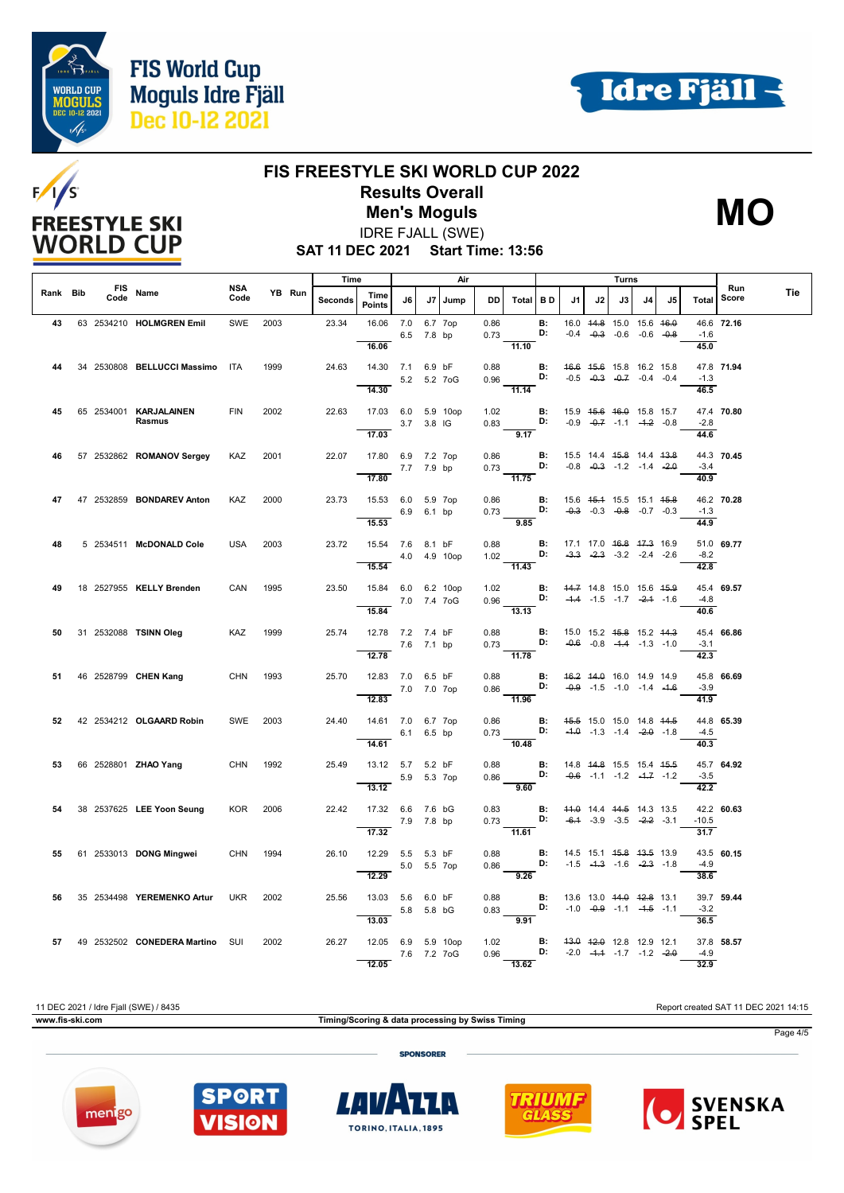# FIS World Cup Moguls Idre Fjäll Dec 10-12 2021

## FIS FREESTYLE SKI WORLD CUP 2022

### Results Overall

### Men's Moguls

**MO**

IDRE FJALL (SWE)

**SAT 11 DEC 2021 Start Time: 13:56**

| Rank | Bib | FIS Code | Name | NSA Code | YB | Run | Time Seconds | Time Points | J6 | J7 | Air Jump | DD | Air Total | B D | J1 | J2 | J3 | J4 | J5 | Turns Total | Run Score | Tie |
|---|---|---|---|---|---|---|---|---|---|---|---|---|---|---|---|---|---|---|---|---|---|---|
| 43 | 63 | 2534210 | **HOLMGREN Emil** | SWE | 2003 | | 23.34 | 16.06 | 7.0 | 6.7 | 7op | 0.86 | | B: | 16.0 | ~~14.8~~ | 15.0 | 15.6 | ~~16.0~~ | 46.6 | **72.16** | |
| | | | | | | | | | 6.5 | 7.8 | bp | 0.73 | | D: | -0.4 | ~~-0.3~~ | -0.6 | -0.6 | ~~-0.8~~ | -1.6 | | |
| | | | | | | | | 16.06 | | | | | 11.10 | | | | | | | 45.0 | | |
| 44 | 34 | 2530808 | **BELLUCCI Massimo** | ITA | 1999 | | 24.63 | 14.30 | 7.1 | 6.9 | bF | 0.88 | | B: | ~~16.6~~ | ~~15.6~~ | 15.8 | 16.2 | 15.8 | 47.8 | **71.94** | |
| | | | | | | | | | 5.2 | 5.2 | 7oG | 0.96 | | D: | -0.5 | ~~-0.3~~ | ~~-0.7~~ | -0.4 | -0.4 | -1.3 | | |
| | | | | | | | | 14.30 | | | | | 11.14 | | | | | | | 46.5 | | |
| 45 | 65 | 2534001 | **KARJALAINEN Rasmus** | FIN | 2002 | | 22.63 | 17.03 | 6.0 | 5.9 | 10op | 1.02 | | B: | 15.9 | ~~15.6~~ | ~~16.0~~ | 15.8 | 15.7 | 47.4 | **70.80** | |
| | | | | | | | | | 3.7 | 3.8 | IG | 0.83 | | D: | -0.9 | ~~-0.7~~ | -1.1 | ~~-1.2~~ | -0.8 | -2.8 | | |
| | | | | | | | | 17.03 | | | | | 9.17 | | | | | | | 44.6 | | |
| 46 | 57 | 2532862 | **ROMANOV Sergey** | KAZ | 2001 | | 22.07 | 17.80 | 6.9 | 7.2 | 7op | 0.86 | | B: | 15.5 | 14.4 | ~~15.8~~ | 14.4 | ~~13.8~~ | 44.3 | **70.45** | |
| | | | | | | | | | 7.7 | 7.9 | bp | 0.73 | | D: | -0.8 | ~~-0.3~~ | -1.2 | -1.4 | ~~-2.0~~ | -3.4 | | |
| | | | | | | | | 17.80 | | | | | 11.75 | | | | | | | 40.9 | | |
| 47 | 47 | 2532859 | **BONDAREV Anton** | KAZ | 2000 | | 23.73 | 15.53 | 6.0 | 5.9 | 7op | 0.86 | | B: | 15.6 | ~~15.1~~ | 15.5 | 15.1 | ~~15.8~~ | 46.2 | **70.28** | |
| | | | | | | | | | 6.9 | 6.1 | bp | 0.73 | | D: | ~~-0.3~~ | -0.3 | ~~-0.8~~ | -0.7 | -0.3 | -1.3 | | |
| | | | | | | | | 15.53 | | | | | 9.85 | | | | | | | 44.9 | | |
| 48 | 5 | 2534511 | **McDONALD Cole** | USA | 2003 | | 23.72 | 15.54 | 7.6 | 8.1 | bF | 0.88 | | B: | 17.1 | 17.0 | ~~16.8~~ | ~~17.3~~ | 16.9 | 51.0 | **69.77** | |
| | | | | | | | | | 4.0 | 4.9 | 10op | 1.02 | | D: | ~~-3.3~~ | ~~-2.3~~ | -3.2 | -2.4 | -2.6 | -8.2 | | |
| | | | | | | | | 15.54 | | | | | 11.43 | | | | | | | 42.8 | | |
| 49 | 18 | 2527955 | **KELLY Brenden** | CAN | 1995 | | 23.50 | 15.84 | 6.0 | 6.2 | 10op | 1.02 | | B: | ~~14.7~~ | 14.8 | 15.0 | 15.6 | ~~15.9~~ | 45.4 | **69.57** | |
| | | | | | | | | | 7.0 | 7.4 | 7oG | 0.96 | | D: | ~~-1.4~~ | -1.5 | -1.7 | ~~-2.1~~ | -1.6 | -4.8 | | |
| | | | | | | | | 15.84 | | | | | 13.13 | | | | | | | 40.6 | | |
| 50 | 31 | 2532088 | **TSINN Oleg** | KAZ | 1999 | | 25.74 | 12.78 | 7.2 | 7.4 | bF | 0.88 | | B: | 15.0 | 15.2 | ~~15.8~~ | 15.2 | ~~14.3~~ | 45.4 | **66.86** | |
| | | | | | | | | | 7.6 | 7.1 | bp | 0.73 | | D: | ~~-0.6~~ | -0.8 | ~~-1.4~~ | -1.3 | -1.0 | -3.1 | | |
| | | | | | | | | 12.78 | | | | | 11.78 | | | | | | | 42.3 | | |
| 51 | 46 | 2528799 | **CHEN Kang** | CHN | 1993 | | 25.70 | 12.83 | 7.0 | 6.5 | bF | 0.88 | | B: | ~~16.2~~ | ~~14.0~~ | 16.0 | 14.9 | 14.9 | 45.8 | **66.69** | |
| | | | | | | | | | 7.0 | 7.0 | 7op | 0.86 | | D: | ~~-0.9~~ | -1.5 | -1.0 | -1.4 | ~~-1.6~~ | -3.9 | | |
| | | | | | | | | 12.83 | | | | | 11.96 | | | | | | | 41.9 | | |
| 52 | 42 | 2534212 | **OLGAARD Robin** | SWE | 2003 | | 24.40 | 14.61 | 7.0 | 6.7 | 7op | 0.86 | | B: | ~~15.5~~ | 15.0 | 15.0 | 14.8 | ~~14.5~~ | 44.8 | **65.39** | |
| | | | | | | | | | 6.1 | 6.5 | bp | 0.73 | | D: | ~~-1.0~~ | -1.3 | -1.4 | ~~-2.0~~ | -1.8 | -4.5 | | |
| | | | | | | | | 14.61 | | | | | 10.48 | | | | | | | 40.3 | | |
| 53 | 66 | 2528801 | **ZHAO Yang** | CHN | 1992 | | 25.49 | 13.12 | 5.7 | 5.2 | bF | 0.88 | | B: | 14.8 | ~~14.8~~ | 15.5 | 15.4 | ~~15.5~~ | 45.7 | **64.92** | |
| | | | | | | | | | 5.9 | 5.3 | 7op | 0.86 | | D: | ~~-0.6~~ | -1.1 | -1.2 | ~~-1.7~~ | -1.2 | -3.5 | | |
| | | | | | | | | 13.12 | | | | | 9.60 | | | | | | | 42.2 | | |
| 54 | 38 | 2537625 | **LEE Yoon Seung** | KOR | 2006 | | 22.42 | 17.32 | 6.6 | 7.6 | bG | 0.83 | | B: | ~~14.0~~ | 14.4 | ~~14.5~~ | 14.3 | 13.5 | 42.2 | **60.63** | |
| | | | | | | | | | 7.9 | 7.8 | bp | 0.73 | | D: | ~~-6.1~~ | -3.9 | -3.5 | ~~-2.2~~ | -3.1 | -10.5 | | |
| | | | | | | | | 17.32 | | | | | 11.61 | | | | | | | 31.7 | | |
| 55 | 61 | 2533013 | **DONG Mingwei** | CHN | 1994 | | 26.10 | 12.29 | 5.5 | 5.3 | bF | 0.88 | | B: | 14.5 | 15.1 | ~~15.8~~ | ~~13.5~~ | 13.9 | 43.5 | **60.15** | |
| | | | | | | | | | 5.0 | 5.5 | 7op | 0.86 | | D: | -1.5 | ~~-1.3~~ | -1.6 | ~~-2.3~~ | -1.8 | -4.9 | | |
| | | | | | | | | 12.29 | | | | | 9.26 | | | | | | | 38.6 | | |
| 56 | 35 | 2534498 | **YEREMENKO Artur** | UKR | 2002 | | 25.56 | 13.03 | 5.6 | 6.0 | bF | 0.88 | | B: | 13.6 | 13.0 | ~~14.0~~ | ~~12.8~~ | 13.1 | 39.7 | **59.44** | |
| | | | | | | | | | 5.8 | 5.8 | bG | 0.83 | | D: | -1.0 | ~~-0.9~~ | -1.1 | ~~-1.5~~ | -1.1 | -3.2 | | |
| | | | | | | | | 13.03 | | | | | 9.91 | | | | | | | 36.5 | | |
| 57 | 49 | 2532502 | **CONEDERA Martino** | SUI | 2002 | | 26.27 | 12.05 | 6.9 | 5.9 | 10op | 1.02 | | B: | ~~13.0~~ | ~~12.0~~ | 12.8 | 12.9 | 12.1 | 37.8 | **58.57** | |
| | | | | | | | | | 7.6 | 7.2 | 7oG | 0.96 | | D: | -2.0 | ~~-1.1~~ | -1.7 | -1.2 | ~~-2.0~~ | -4.9 | | |
| | | | | | | | | 12.05 | | | | | 13.62 | | | | | | | 32.9 | | |

11 DEC 2021 / Idre Fjall (SWE) / 8435 — Report created SAT 11 DEC 2021 14:15

www.fis-ski.com — Timing/Scoring & data processing by Swiss Timing

SPONSORER: menigo, SPORT VISION, LAVAZZA TORINO, ITALIA, 1895, TRIUMF GLASS, SVENSKA SPEL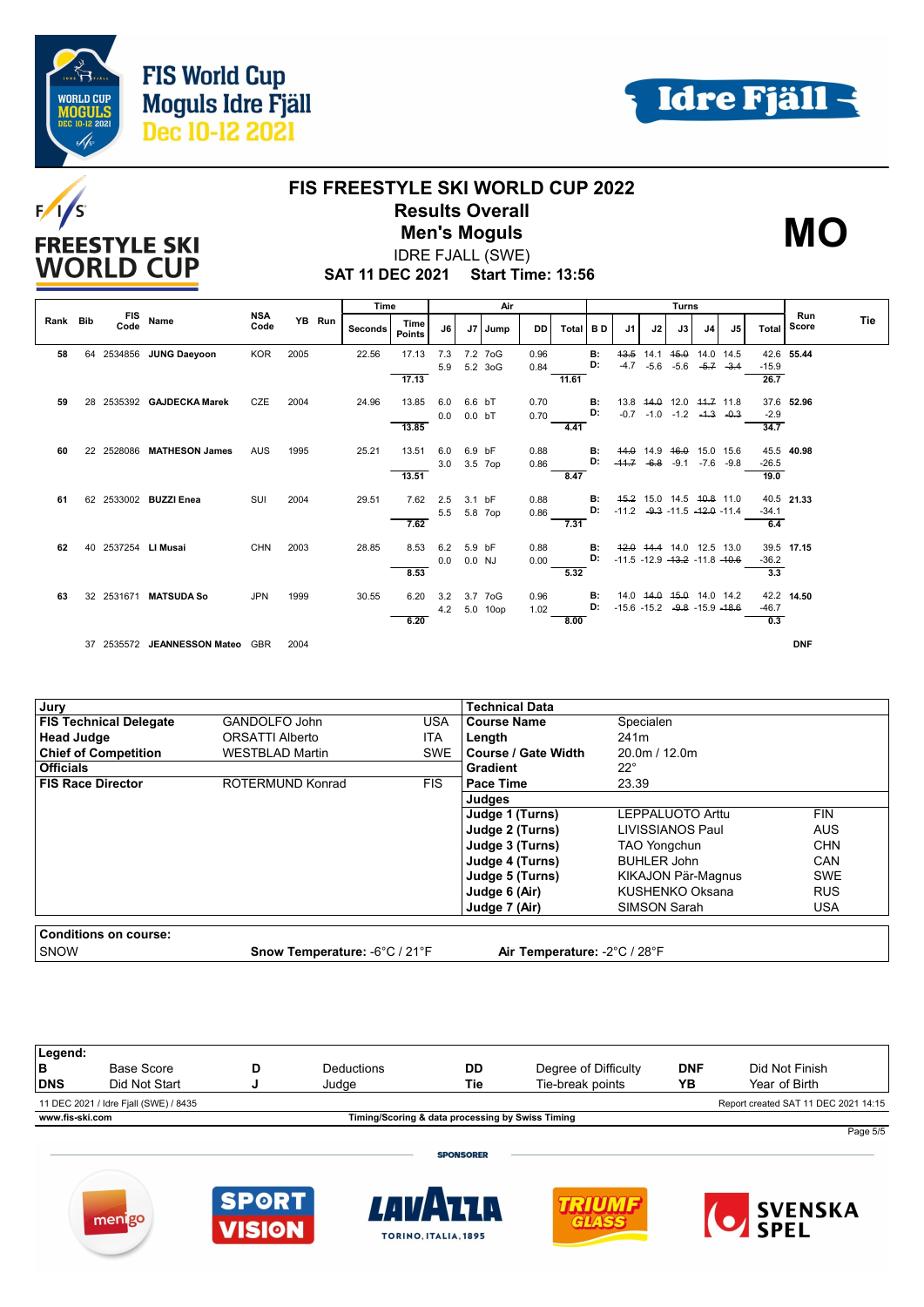FIS World Cup Moguls Idre Fjäll Dec 10-12 2021

# FIS FREESTYLE SKI WORLD CUP 2022

## Results Overall

## Men's Moguls

IDRE FJALL (SWE)

**SAT 11 DEC 2021 Start Time: 13:56**

**MO**

| Rank | Bib | FIS Code | Name | NSA Code | YB | Run | Time Seconds | Time Points | J6 | J7 | Jump | DD | Air Total | B D | J1 | J2 | J3 | J4 | J5 | Turns Total | Run Score | Tie |
|---|---|---|---|---|---|---|---|---|---|---|---|---|---|---|---|---|---|---|---|---|---|---|
| 58 | 64 | 2534856 | JUNG Daeyoon | KOR | 2005 | | 22.56 | 17.13 | 7.3 | 7.2 | 7oG | 0.96 | | B: | ~~13.5~~ | 14.1 | ~~15.0~~ | 14.0 | 14.5 | 42.6 | 55.44 | |
| | | | | | | | | | 5.9 | 5.2 | 3oG | 0.84 | | D: | -4.7 | -5.6 | -5.6 | ~~-5.7~~ | ~~-3.4~~ | -15.9 | | |
| | | | | | | | | 17.13 | | | | | 11.61 | | | | | | | 26.7 | | |
| 59 | 28 | 2535392 | GAJDECKA Marek | CZE | 2004 | | 24.96 | 13.85 | 6.0 | 6.6 | bT | 0.70 | | B: | 13.8 | ~~14.0~~ | 12.0 | ~~11.7~~ | 11.8 | 37.6 | 52.96 | |
| | | | | | | | | | 0.0 | 0.0 | bT | 0.70 | | D: | -0.7 | -1.0 | -1.2 | ~~-1.3~~ | ~~-0.3~~ | -2.9 | | |
| | | | | | | | | 13.85 | | | | | 4.41 | | | | | | | 34.7 | | |
| 60 | 22 | 2528086 | MATHESON James | AUS | 1995 | | 25.21 | 13.51 | 6.0 | 6.9 | bF | 0.88 | | B: | ~~14.0~~ | 14.9 | ~~16.0~~ | 15.0 | 15.6 | 45.5 | 40.98 | |
| | | | | | | | | | 3.0 | 3.5 | 7op | 0.86 | | D: | ~~-11.7~~ | ~~-6.8~~ | -9.1 | -7.6 | -9.8 | -26.5 | | |
| | | | | | | | | 13.51 | | | | | 8.47 | | | | | | | 19.0 | | |
| 61 | 62 | 2533002 | BUZZI Enea | SUI | 2004 | | 29.51 | 7.62 | 2.5 | 3.1 | bF | 0.88 | | B: | ~~15.2~~ | 15.0 | 14.5 | ~~10.8~~ | 11.0 | 40.5 | 21.33 | |
| | | | | | | | | | 5.5 | 5.8 | 7op | 0.86 | | D: | -11.2 | ~~-9.3~~ | -11.5 | ~~-12.0~~ | -11.4 | -34.1 | | |
| | | | | | | | | 7.62 | | | | | 7.31 | | | | | | | 6.4 | | |
| 62 | 40 | 2537254 | LI Musai | CHN | 2003 | | 28.85 | 8.53 | 6.2 | 5.9 | bF | 0.88 | | B: | ~~12.0~~ | ~~14.4~~ | 14.0 | 12.5 | 13.0 | 39.5 | 17.15 | |
| | | | | | | | | | 0.0 | 0.0 | NJ | 0.00 | | D: | -11.5 | -12.9 | ~~-13.2~~ | -11.8 | ~~-10.6~~ | -36.2 | | |
| | | | | | | | | 8.53 | | | | | 5.32 | | | | | | | 3.3 | | |
| 63 | 32 | 2531671 | MATSUDA So | JPN | 1999 | | 30.55 | 6.20 | 3.2 | 3.7 | 7oG | 0.96 | | B: | 14.0 | ~~14.0~~ | ~~15.0~~ | 14.0 | 14.2 | 42.2 | 14.50 | |
| | | | | | | | | | 4.2 | 5.0 | 10op | 1.02 | | D: | -15.6 | -15.2 | ~~-9.8~~ | -15.9 | ~~-18.6~~ | -46.7 | | |
| | | | | | | | | 6.20 | | | | | 8.00 | | | | | | | 0.3 | | |
| | 37 | 2535572 | JEANNESSON Mateo | GBR | 2004 | | | | | | | | | | | | | | | | DNF | |

| Jury | | |
|---|---|---|
| **FIS Technical Delegate** | GANDOLFO John | USA |
| **Head Judge** | ORSATTI Alberto | ITA |
| **Chief of Competition** | WESTBLAD Martin | SWE |
| **Officials** | | |
| **FIS Race Director** | ROTERMUND Konrad | FIS |

| Technical Data | | |
|---|---|---|
| **Course Name** | Specialen | |
| **Length** | 241m | |
| **Course / Gate Width** | 20.0m / 12.0m | |
| **Gradient** | 22° | |
| **Pace Time** | 23.39 | |
| **Judges** | | |
| **Judge 1 (Turns)** | LEPPALUOTO Arttu | FIN |
| **Judge 2 (Turns)** | LIVISSIANOS Paul | AUS |
| **Judge 3 (Turns)** | TAO Yongchun | CHN |
| **Judge 4 (Turns)** | BUHLER John | CAN |
| **Judge 5 (Turns)** | KIKAJON Pär-Magnus | SWE |
| **Judge 6 (Air)** | KUSHENKO Oksana | RUS |
| **Judge 7 (Air)** | SIMSON Sarah | USA |

**Conditions on course:**

SNOW **Snow Temperature: -6°C / 21°F** **Air Temperature: -2°C / 28°F**

| Legend: | | | | | | | |
|---|---|---|---|---|---|---|---|
| **B** | Base Score | **D** | Deductions | **DD** | Degree of Difficulty | **DNF** | Did Not Finish |
| **DNS** | Did Not Start | **J** | Judge | **Tie** | Tie-break points | **YB** | Year of Birth |

11 DEC 2021 / Idre Fjall (SWE) / 8435 — Report created SAT 11 DEC 2021 14:15

www.fis-ski.com — Timing/Scoring & data processing by Swiss Timing

SPONSORER